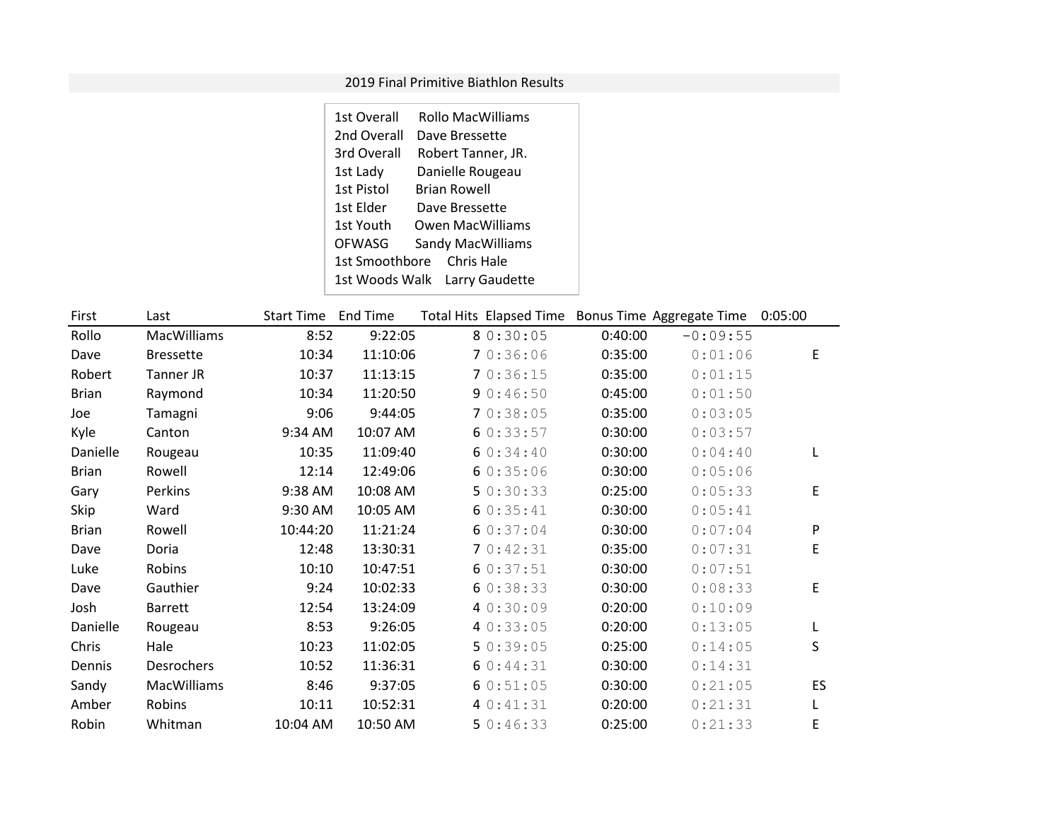# 2019 Final Primitive Biathlon Results

| | |
|---|---|
| 1st Overall | Rollo MacWilliams |
| 2nd Overall | Dave Bressette |
| 3rd Overall | Robert Tanner, JR. |
| 1st Lady | Danielle Rougeau |
| 1st Pistol | Brian Rowell |
| 1st Elder | Dave Bressette |
| 1st Youth | Owen MacWilliams |
| OFWASG | Sandy MacWilliams |
| 1st Smoothbore | Chris Hale |
| 1st Woods Walk | Larry Gaudette |

| First | Last | Start Time | End Time | Total Hits | Elapsed Time | Bonus Time | Aggregate Time | 0:05:00 |
|---|---|---|---|---|---|---|---|---|
| Rollo | MacWilliams | 8:52 | 9:22:05 | 8 | 0:30:05 | 0:40:00 | -0:09:55 | |
| Dave | Bressette | 10:34 | 11:10:06 | 7 | 0:36:06 | 0:35:00 | 0:01:06 | E |
| Robert | Tanner JR | 10:37 | 11:13:15 | 7 | 0:36:15 | 0:35:00 | 0:01:15 | |
| Brian | Raymond | 10:34 | 11:20:50 | 9 | 0:46:50 | 0:45:00 | 0:01:50 | |
| Joe | Tamagni | 9:06 | 9:44:05 | 7 | 0:38:05 | 0:35:00 | 0:03:05 | |
| Kyle | Canton | 9:34 AM | 10:07 AM | 6 | 0:33:57 | 0:30:00 | 0:03:57 | |
| Danielle | Rougeau | 10:35 | 11:09:40 | 6 | 0:34:40 | 0:30:00 | 0:04:40 | L |
| Brian | Rowell | 12:14 | 12:49:06 | 6 | 0:35:06 | 0:30:00 | 0:05:06 | |
| Gary | Perkins | 9:38 AM | 10:08 AM | 5 | 0:30:33 | 0:25:00 | 0:05:33 | E |
| Skip | Ward | 9:30 AM | 10:05 AM | 6 | 0:35:41 | 0:30:00 | 0:05:41 | |
| Brian | Rowell | 10:44:20 | 11:21:24 | 6 | 0:37:04 | 0:30:00 | 0:07:04 | P |
| Dave | Doria | 12:48 | 13:30:31 | 7 | 0:42:31 | 0:35:00 | 0:07:31 | E |
| Luke | Robins | 10:10 | 10:47:51 | 6 | 0:37:51 | 0:30:00 | 0:07:51 | |
| Dave | Gauthier | 9:24 | 10:02:33 | 6 | 0:38:33 | 0:30:00 | 0:08:33 | E |
| Josh | Barrett | 12:54 | 13:24:09 | 4 | 0:30:09 | 0:20:00 | 0:10:09 | |
| Danielle | Rougeau | 8:53 | 9:26:05 | 4 | 0:33:05 | 0:20:00 | 0:13:05 | L |
| Chris | Hale | 10:23 | 11:02:05 | 5 | 0:39:05 | 0:25:00 | 0:14:05 | S |
| Dennis | Desrochers | 10:52 | 11:36:31 | 6 | 0:44:31 | 0:30:00 | 0:14:31 | |
| Sandy | MacWilliams | 8:46 | 9:37:05 | 6 | 0:51:05 | 0:30:00 | 0:21:05 | ES |
| Amber | Robins | 10:11 | 10:52:31 | 4 | 0:41:31 | 0:20:00 | 0:21:31 | L |
| Robin | Whitman | 10:04 AM | 10:50 AM | 5 | 0:46:33 | 0:25:00 | 0:21:33 | E |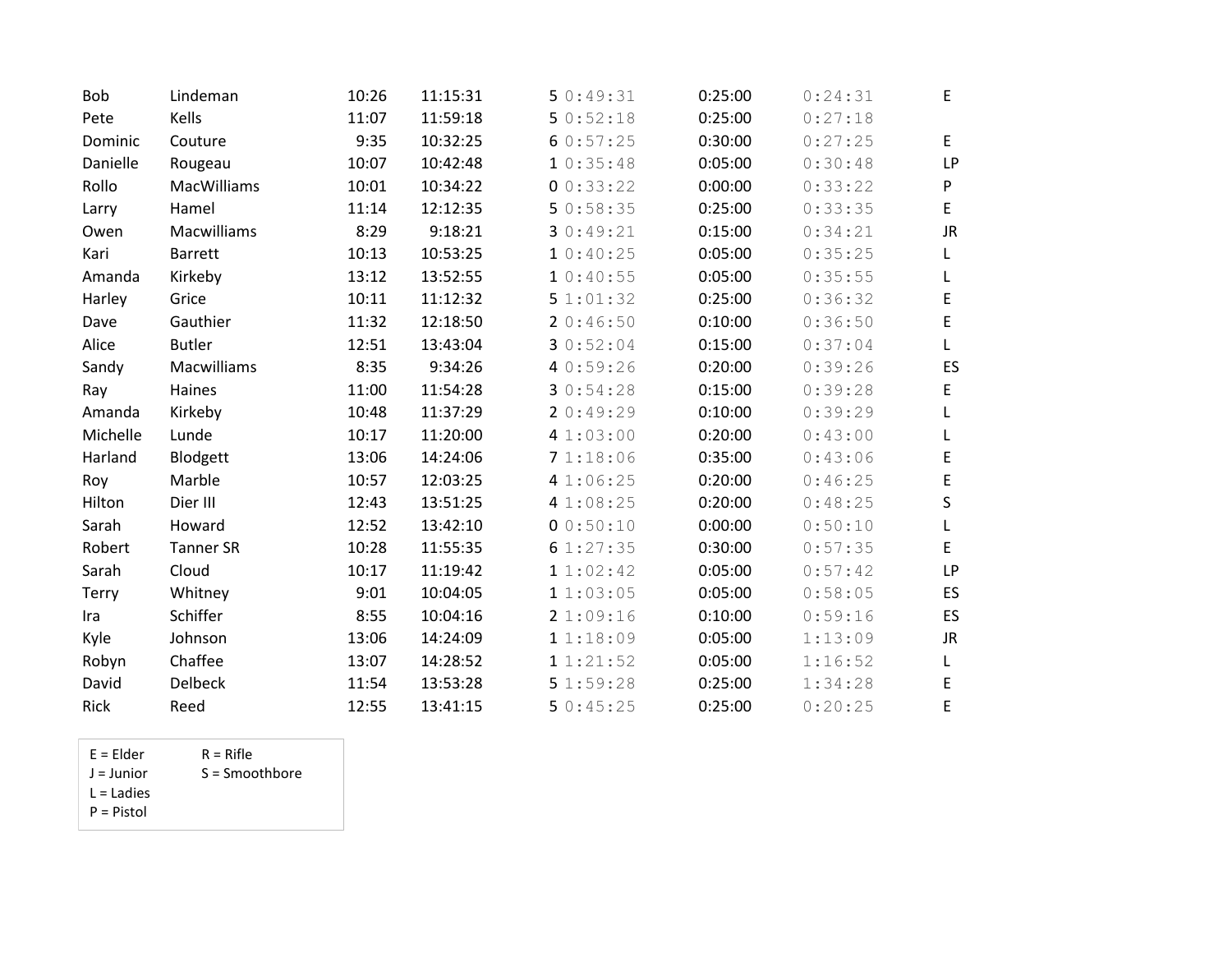| | | | | | | | | |
|---|---|---|---|---|---|---|---|---|
| Bob | Lindeman | 10:26 | 11:15:31 | 5 | 0:49:31 | 0:25:00 | 0:24:31 | E |
| Pete | Kells | 11:07 | 11:59:18 | 5 | 0:52:18 | 0:25:00 | 0:27:18 | |
| Dominic | Couture | 9:35 | 10:32:25 | 6 | 0:57:25 | 0:30:00 | 0:27:25 | E |
| Danielle | Rougeau | 10:07 | 10:42:48 | 1 | 0:35:48 | 0:05:00 | 0:30:48 | LP |
| Rollo | MacWilliams | 10:01 | 10:34:22 | 0 | 0:33:22 | 0:00:00 | 0:33:22 | P |
| Larry | Hamel | 11:14 | 12:12:35 | 5 | 0:58:35 | 0:25:00 | 0:33:35 | E |
| Owen | Macwilliams | 8:29 | 9:18:21 | 3 | 0:49:21 | 0:15:00 | 0:34:21 | JR |
| Kari | Barrett | 10:13 | 10:53:25 | 1 | 0:40:25 | 0:05:00 | 0:35:25 | L |
| Amanda | Kirkeby | 13:12 | 13:52:55 | 1 | 0:40:55 | 0:05:00 | 0:35:55 | L |
| Harley | Grice | 10:11 | 11:12:32 | 5 | 1:01:32 | 0:25:00 | 0:36:32 | E |
| Dave | Gauthier | 11:32 | 12:18:50 | 2 | 0:46:50 | 0:10:00 | 0:36:50 | E |
| Alice | Butler | 12:51 | 13:43:04 | 3 | 0:52:04 | 0:15:00 | 0:37:04 | L |
| Sandy | Macwilliams | 8:35 | 9:34:26 | 4 | 0:59:26 | 0:20:00 | 0:39:26 | ES |
| Ray | Haines | 11:00 | 11:54:28 | 3 | 0:54:28 | 0:15:00 | 0:39:28 | E |
| Amanda | Kirkeby | 10:48 | 11:37:29 | 2 | 0:49:29 | 0:10:00 | 0:39:29 | L |
| Michelle | Lunde | 10:17 | 11:20:00 | 4 | 1:03:00 | 0:20:00 | 0:43:00 | L |
| Harland | Blodgett | 13:06 | 14:24:06 | 7 | 1:18:06 | 0:35:00 | 0:43:06 | E |
| Roy | Marble | 10:57 | 12:03:25 | 4 | 1:06:25 | 0:20:00 | 0:46:25 | E |
| Hilton | Dier III | 12:43 | 13:51:25 | 4 | 1:08:25 | 0:20:00 | 0:48:25 | S |
| Sarah | Howard | 12:52 | 13:42:10 | 0 | 0:50:10 | 0:00:00 | 0:50:10 | L |
| Robert | Tanner SR | 10:28 | 11:55:35 | 6 | 1:27:35 | 0:30:00 | 0:57:35 | E |
| Sarah | Cloud | 10:17 | 11:19:42 | 1 | 1:02:42 | 0:05:00 | 0:57:42 | LP |
| Terry | Whitney | 9:01 | 10:04:05 | 1 | 1:03:05 | 0:05:00 | 0:58:05 | ES |
| Ira | Schiffer | 8:55 | 10:04:16 | 2 | 1:09:16 | 0:10:00 | 0:59:16 | ES |
| Kyle | Johnson | 13:06 | 14:24:09 | 1 | 1:18:09 | 0:05:00 | 1:13:09 | JR |
| Robyn | Chaffee | 13:07 | 14:28:52 | 1 | 1:21:52 | 0:05:00 | 1:16:52 | L |
| David | Delbeck | 11:54 | 13:53:28 | 5 | 1:59:28 | 0:25:00 | 1:34:28 | E |
| Rick | Reed | 12:55 | 13:41:15 | 5 | 0:45:25 | 0:25:00 | 0:20:25 | E |

E = Elder
J = Junior
L = Ladies
P = Pistol
R = Rifle
S = Smoothbore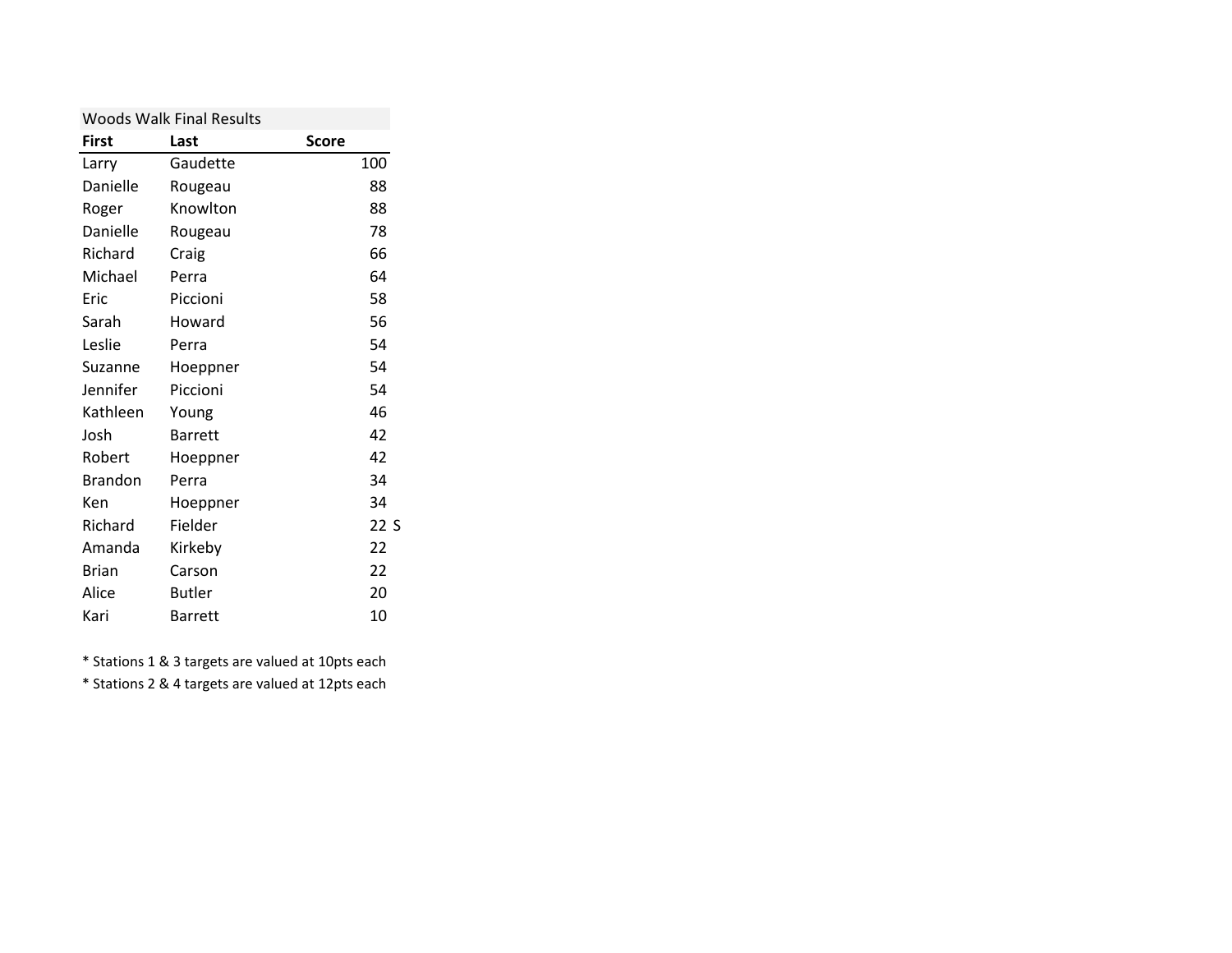Woods Walk Final Results

| First | Last | Score | |
|---|---|---|---|
| Larry | Gaudette | 100 | |
| Danielle | Rougeau | 88 | |
| Roger | Knowlton | 88 | |
| Danielle | Rougeau | 78 | |
| Richard | Craig | 66 | |
| Michael | Perra | 64 | |
| Eric | Piccioni | 58 | |
| Sarah | Howard | 56 | |
| Leslie | Perra | 54 | |
| Suzanne | Hoeppner | 54 | |
| Jennifer | Piccioni | 54 | |
| Kathleen | Young | 46 | |
| Josh | Barrett | 42 | |
| Robert | Hoeppner | 42 | |
| Brandon | Perra | 34 | |
| Ken | Hoeppner | 34 | |
| Richard | Fielder | 22 | S |
| Amanda | Kirkeby | 22 | |
| Brian | Carson | 22 | |
| Alice | Butler | 20 | |
| Kari | Barrett | 10 | |

* Stations 1 & 3 targets are valued at 10pts each
* Stations 2 & 4 targets are valued at 12pts each